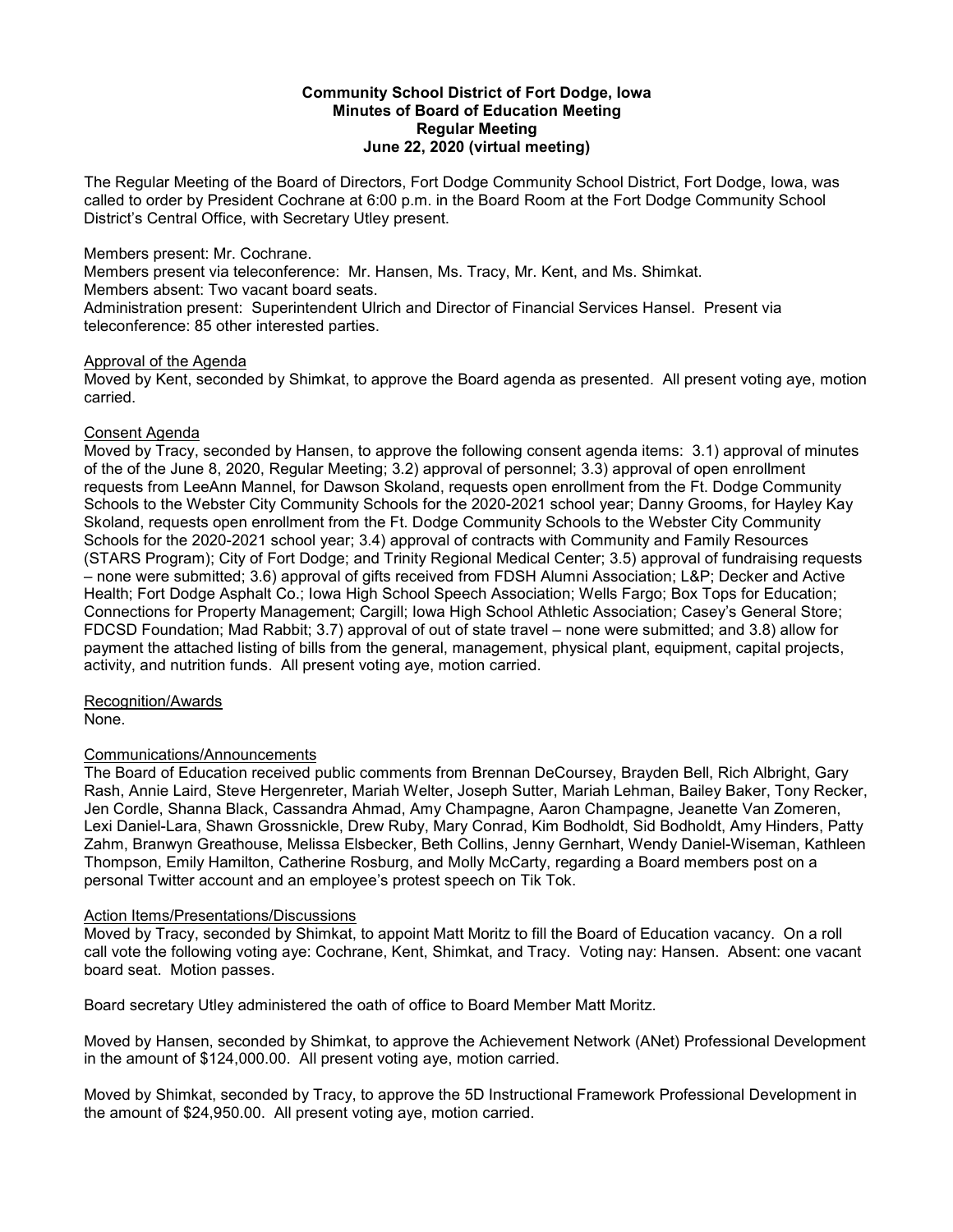**Community School District of Fort Dodge, Iowa**
**Minutes of Board of Education Meeting**
**Regular Meeting**
**June 22, 2020 (virtual meeting)**

The Regular Meeting of the Board of Directors, Fort Dodge Community School District, Fort Dodge, Iowa, was called to order by President Cochrane at 6:00 p.m. in the Board Room at the Fort Dodge Community School District's Central Office, with Secretary Utley present.

Members present: Mr. Cochrane.
Members present via teleconference: Mr. Hansen, Ms. Tracy, Mr. Kent, and Ms. Shimkat.
Members absent: Two vacant board seats.
Administration present: Superintendent Ulrich and Director of Financial Services Hansel. Present via teleconference: 85 other interested parties.

Approval of the Agenda
Moved by Kent, seconded by Shimkat, to approve the Board agenda as presented. All present voting aye, motion carried.

Consent Agenda
Moved by Tracy, seconded by Hansen, to approve the following consent agenda items: 3.1) approval of minutes of the of the June 8, 2020, Regular Meeting; 3.2) approval of personnel; 3.3) approval of open enrollment requests from LeeAnn Mannel, for Dawson Skoland, requests open enrollment from the Ft. Dodge Community Schools to the Webster City Community Schools for the 2020-2021 school year; Danny Grooms, for Hayley Kay Skoland, requests open enrollment from the Ft. Dodge Community Schools to the Webster City Community Schools for the 2020-2021 school year; 3.4) approval of contracts with Community and Family Resources (STARS Program); City of Fort Dodge; and Trinity Regional Medical Center; 3.5) approval of fundraising requests – none were submitted; 3.6) approval of gifts received from FDSH Alumni Association; L&P; Decker and Active Health; Fort Dodge Asphalt Co.; Iowa High School Speech Association; Wells Fargo; Box Tops for Education; Connections for Property Management; Cargill; Iowa High School Athletic Association; Casey's General Store; FDCSD Foundation; Mad Rabbit; 3.7) approval of out of state travel – none were submitted; and 3.8) allow for payment the attached listing of bills from the general, management, physical plant, equipment, capital projects, activity, and nutrition funds. All present voting aye, motion carried.

Recognition/Awards
None.

Communications/Announcements
The Board of Education received public comments from Brennan DeCoursey, Brayden Bell, Rich Albright, Gary Rash, Annie Laird, Steve Hergenreter, Mariah Welter, Joseph Sutter, Mariah Lehman, Bailey Baker, Tony Recker, Jen Cordle, Shanna Black, Cassandra Ahmad, Amy Champagne, Aaron Champagne, Jeanette Van Zomeren, Lexi Daniel-Lara, Shawn Grossnickle, Drew Ruby, Mary Conrad, Kim Bodholdt, Sid Bodholdt, Amy Hinders, Patty Zahm, Branwyn Greathouse, Melissa Elsbecker, Beth Collins, Jenny Gernhart, Wendy Daniel-Wiseman, Kathleen Thompson, Emily Hamilton, Catherine Rosburg, and Molly McCarty, regarding a Board members post on a personal Twitter account and an employee's protest speech on Tik Tok.

Action Items/Presentations/Discussions
Moved by Tracy, seconded by Shimkat, to appoint Matt Moritz to fill the Board of Education vacancy. On a roll call vote the following voting aye: Cochrane, Kent, Shimkat, and Tracy. Voting nay: Hansen. Absent: one vacant board seat. Motion passes.

Board secretary Utley administered the oath of office to Board Member Matt Moritz.

Moved by Hansen, seconded by Shimkat, to approve the Achievement Network (ANet) Professional Development in the amount of $124,000.00. All present voting aye, motion carried.

Moved by Shimkat, seconded by Tracy, to approve the 5D Instructional Framework Professional Development in the amount of $24,950.00. All present voting aye, motion carried.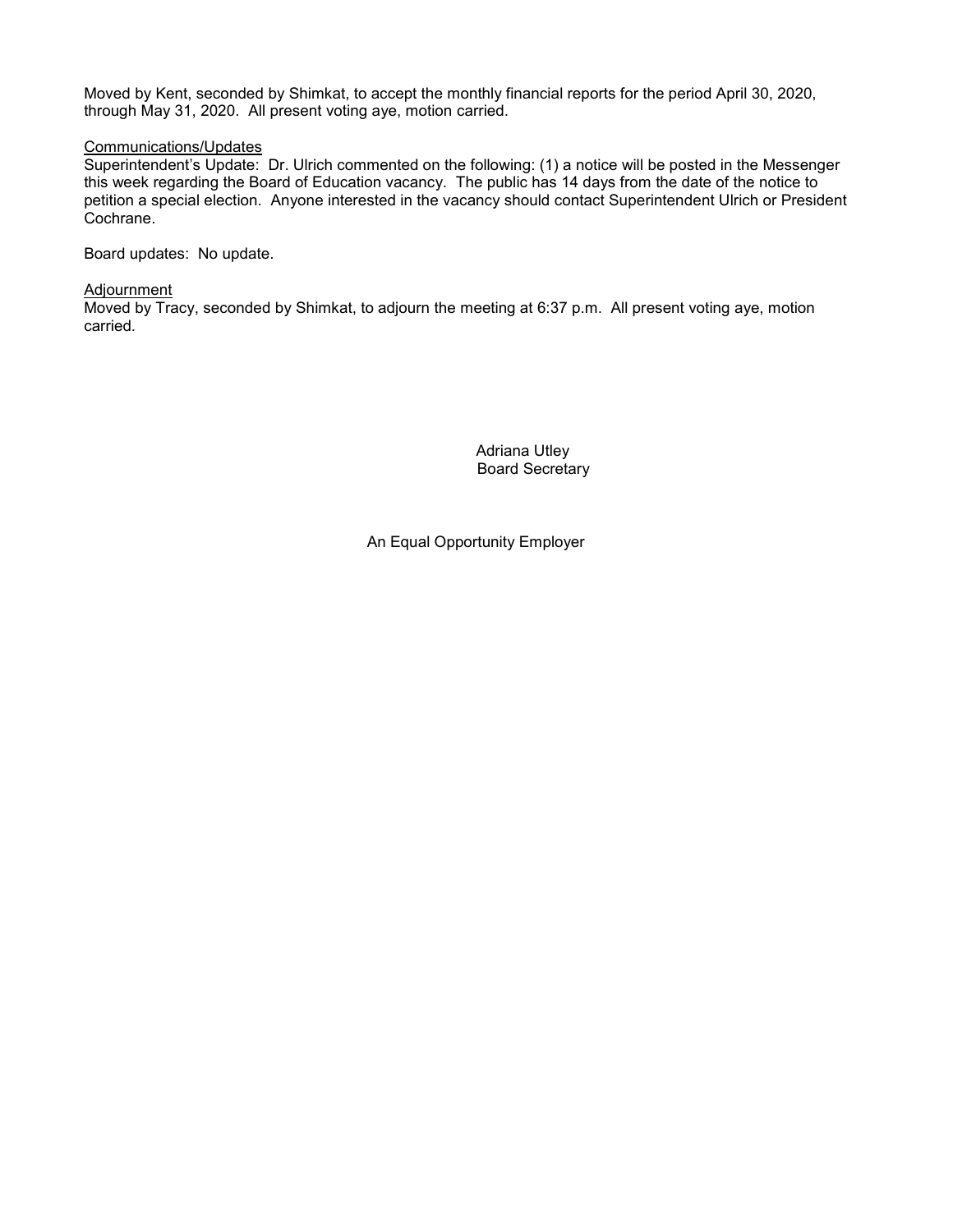Moved by Kent, seconded by Shimkat, to accept the monthly financial reports for the period April 30, 2020, through May 31, 2020. All present voting aye, motion carried.

Communications/Updates

Superintendent's Update: Dr. Ulrich commented on the following: (1) a notice will be posted in the Messenger this week regarding the Board of Education vacancy. The public has 14 days from the date of the notice to petition a special election. Anyone interested in the vacancy should contact Superintendent Ulrich or President Cochrane.

Board updates: No update.

Adjournment

Moved by Tracy, seconded by Shimkat, to adjourn the meeting at 6:37 p.m. All present voting aye, motion carried.

Adriana Utley
Board Secretary

An Equal Opportunity Employer